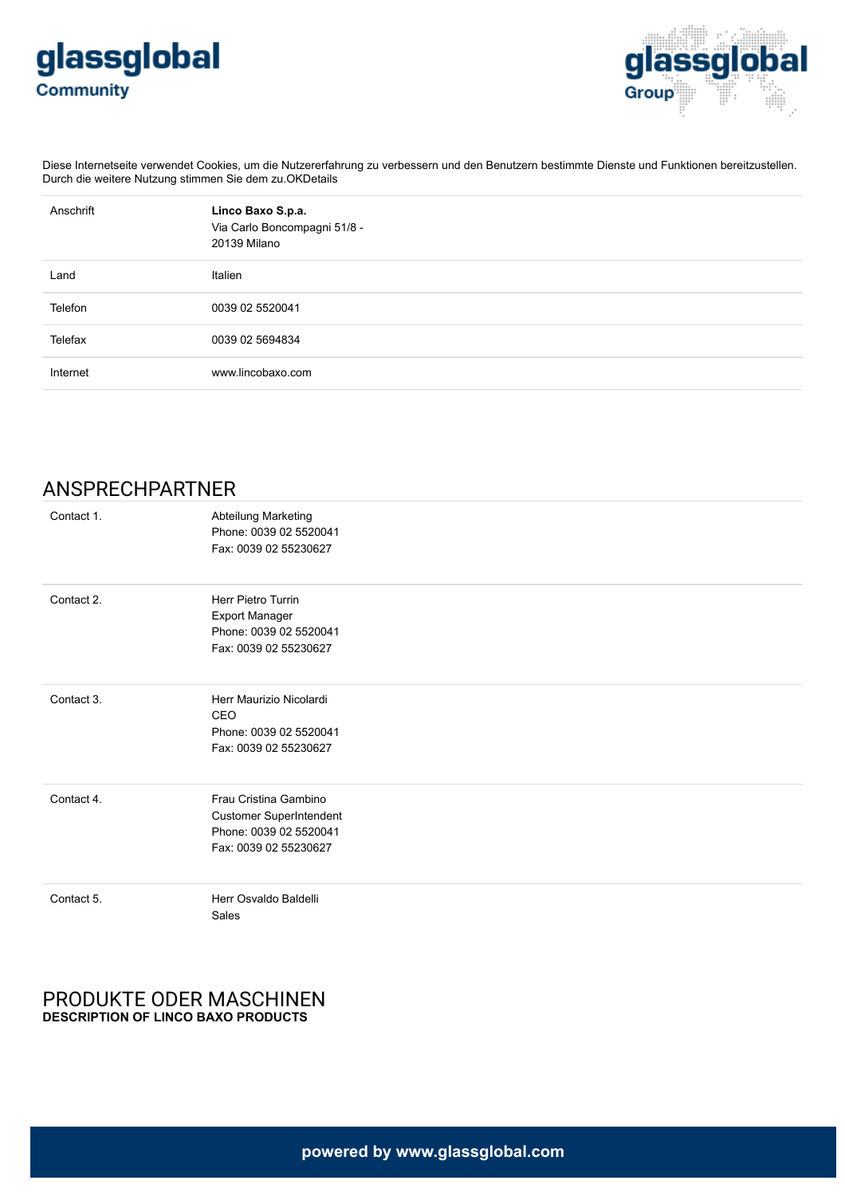glassglobal Community

glassglobal Group

Diese Internetseite verwendet Cookies, um die Nutzererfahrung zu verbessern und den Benutzern bestimmte Dienste und Funktionen bereitzustellen. Durch die weitere Nutzung stimmen Sie dem zu.OKDetails

| | |
|---|---|
| Anschrift | **Linco Baxo S.p.a.**<br>Via Carlo Boncompagni 51/8 -<br>20139 Milano |
| Land | Italien |
| Telefon | 0039 02 5520041 |
| Telefax | 0039 02 5694834 |
| Internet | www.lincobaxo.com |

## ANSPRECHPARTNER

| | |
|---|---|
| Contact 1. | Abteilung Marketing<br>Phone: 0039 02 5520041<br>Fax: 0039 02 55230627 |
| Contact 2. | Herr Pietro Turrin<br>Export Manager<br>Phone: 0039 02 5520041<br>Fax: 0039 02 55230627 |
| Contact 3. | Herr Maurizio Nicolardi<br>CEO<br>Phone: 0039 02 5520041<br>Fax: 0039 02 55230627 |
| Contact 4. | Frau Cristina Gambino<br>Customer SuperIntendent<br>Phone: 0039 02 5520041<br>Fax: 0039 02 55230627 |
| Contact 5. | Herr Osvaldo Baldelli<br>Sales |

## PRODUKTE ODER MASCHINEN

**DESCRIPTION OF LINCO BAXO PRODUCTS**

powered by www.glassglobal.com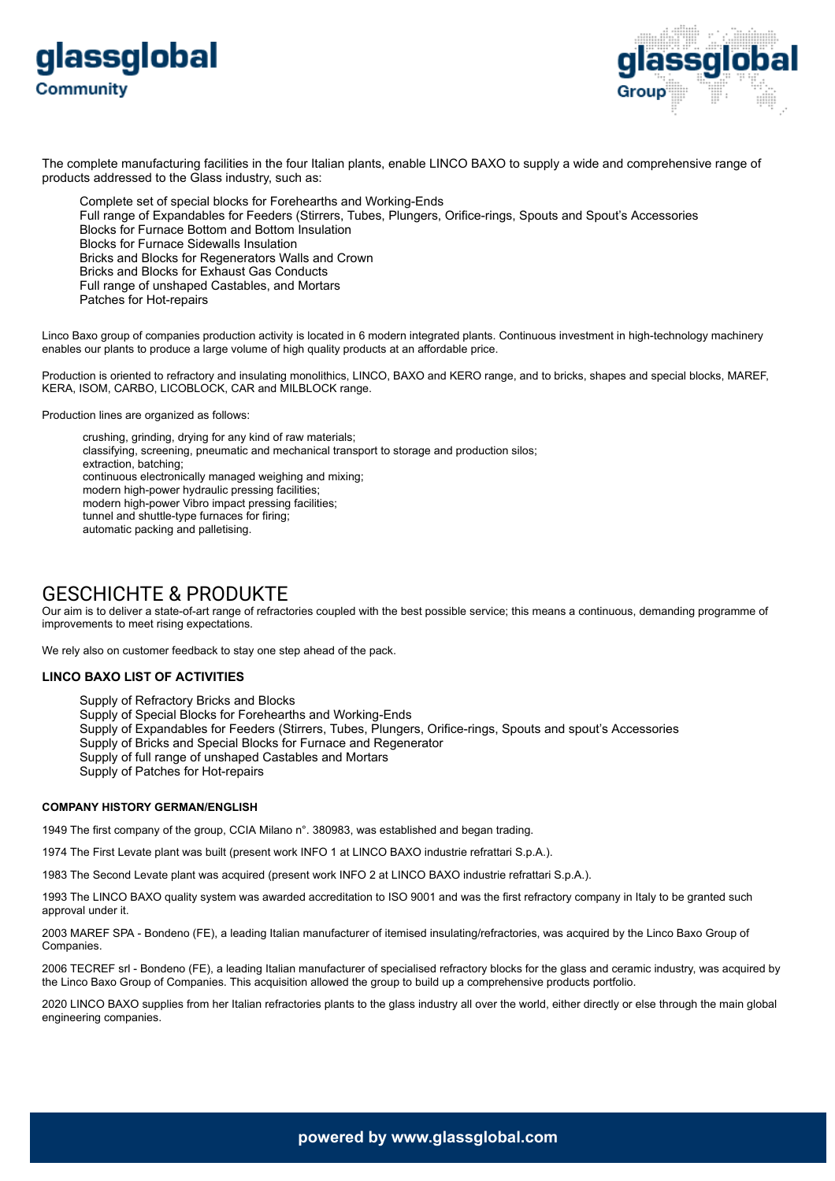The complete manufacturing facilities in the four Italian plants, enable LINCO BAXO to supply a wide and comprehensive range of products addressed to the Glass industry, such as:

- Complete set of special blocks for Forehearths and Working-Ends
- Full range of Expandables for Feeders (Stirrers, Tubes, Plungers, Orifice-rings, Spouts and Spout's Accessories
- Blocks for Furnace Bottom and Bottom Insulation
- Blocks for Furnace Sidewalls Insulation
- Bricks and Blocks for Regenerators Walls and Crown
- Bricks and Blocks for Exhaust Gas Conducts
- Full range of unshaped Castables, and Mortars
- Patches for Hot-repairs

Linco Baxo group of companies production activity is located in 6 modern integrated plants. Continuous investment in high-technology machinery enables our plants to produce a large volume of high quality products at an affordable price.

Production is oriented to refractory and insulating monolithics, LINCO, BAXO and KERO range, and to bricks, shapes and special blocks, MAREF, KERA, ISOM, CARBO, LICOBLOCK, CAR and MILBLOCK range.

Production lines are organized as follows:

- crushing, grinding, drying for any kind of raw materials;
- classifying, screening, pneumatic and mechanical transport to storage and production silos;
- extraction, batching;
- continuous electronically managed weighing and mixing;
- modern high-power hydraulic pressing facilities;
- modern high-power Vibro impact pressing facilities;
- tunnel and shuttle-type furnaces for firing;
- automatic packing and palletising.

## GESCHICHTE & PRODUKTE

Our aim is to deliver a state-of-art range of refractories coupled with the best possible service; this means a continuous, demanding programme of improvements to meet rising expectations.

We rely also on customer feedback to stay one step ahead of the pack.

**LINCO BAXO LIST OF ACTIVITIES**

- Supply of Refractory Bricks and Blocks
- Supply of Special Blocks for Forehearths and Working-Ends
- Supply of Expandables for Feeders (Stirrers, Tubes, Plungers, Orifice-rings, Spouts and spout's Accessories
- Supply of Bricks and Special Blocks for Furnace and Regenerator
- Supply of full range of unshaped Castables and Mortars
- Supply of Patches for Hot-repairs

**COMPANY HISTORY GERMAN/ENGLISH**

1949 The first company of the group, CCIA Milano n°. 380983, was established and began trading.

1974 The First Levate plant was built (present work INFO 1 at LINCO BAXO industrie refrattari S.p.A.).

1983 The Second Levate plant was acquired (present work INFO 2 at LINCO BAXO industrie refrattari S.p.A.).

1993 The LINCO BAXO quality system was awarded accreditation to ISO 9001 and was the first refractory company in Italy to be granted such approval under it.

2003 MAREF SPA - Bondeno (FE), a leading Italian manufacturer of itemised insulating/refractories, was acquired by the Linco Baxo Group of Companies.

2006 TECREF srl - Bondeno (FE), a leading Italian manufacturer of specialised refractory blocks for the glass and ceramic industry, was acquired by the Linco Baxo Group of Companies. This acquisition allowed the group to build up a comprehensive products portfolio.

2020 LINCO BAXO supplies from her Italian refractories plants to the glass industry all over the world, either directly or else through the main global engineering companies.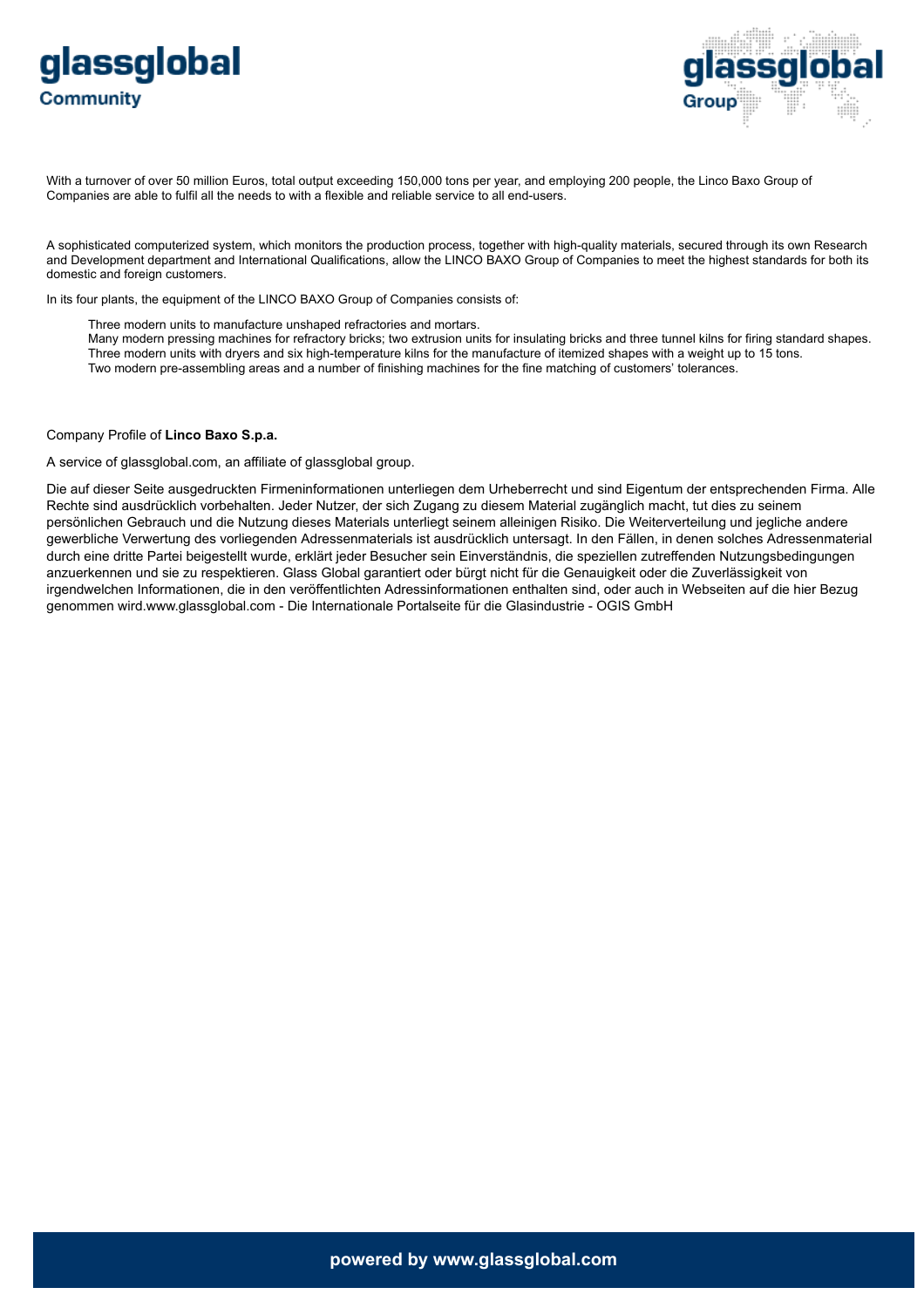With a turnover of over 50 million Euros, total output exceeding 150,000 tons per year, and employing 200 people, the Linco Baxo Group of Companies are able to fulfil all the needs to with a flexible and reliable service to all end-users.

A sophisticated computerized system, which monitors the production process, together with high-quality materials, secured through its own Research and Development department and International Qualifications, allow the LINCO BAXO Group of Companies to meet the highest standards for both its domestic and foreign customers.

In its four plants, the equipment of the LINCO BAXO Group of Companies consists of:

- Three modern units to manufacture unshaped refractories and mortars.
- Many modern pressing machines for refractory bricks; two extrusion units for insulating bricks and three tunnel kilns for firing standard shapes.
- Three modern units with dryers and six high-temperature kilns for the manufacture of itemized shapes with a weight up to 15 tons.
- Two modern pre-assembling areas and a number of finishing machines for the fine matching of customers' tolerances.

Company Profile of **Linco Baxo S.p.a.**

A service of glassglobal.com, an affiliate of glassglobal group.

Die auf dieser Seite ausgedruckten Firmeninformationen unterliegen dem Urheberrecht und sind Eigentum der entsprechenden Firma. Alle Rechte sind ausdrücklich vorbehalten. Jeder Nutzer, der sich Zugang zu diesem Material zugänglich macht, tut dies zu seinem persönlichen Gebrauch und die Nutzung dieses Materials unterliegt seinem alleinigen Risiko. Die Weiterverteilung und jegliche andere gewerbliche Verwertung des vorliegenden Adressenmaterials ist ausdrücklich untersagt. In den Fällen, in denen solches Adressenmaterial durch eine dritte Partei beigestellt wurde, erklärt jeder Besucher sein Einverständnis, die speziellen zutreffenden Nutzungsbedingungen anzuerkennen und sie zu respektieren. Glass Global garantiert oder bürgt nicht für die Genauigkeit oder die Zuverlässigkeit von irgendwelchen Informationen, die in den veröffentlichten Adressinformationen enthalten sind, oder auch in Webseiten auf die hier Bezug genommen wird.www.glassglobal.com - Die Internationale Portalseite für die Glasindustrie - OGIS GmbH